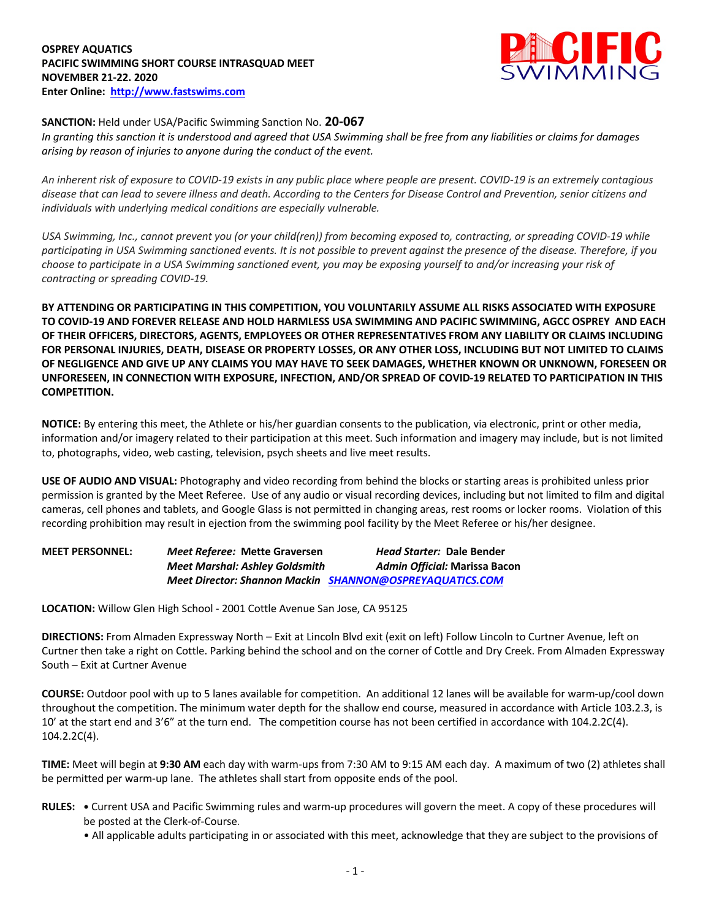**OSPREY AQUATICS**
**PACIFIC SWIMMING SHORT COURSE INTRASQUAD MEET**
**NOVEMBER 21-22. 2020**
**Enter Online: [http://www.fastswims.com](http://www.fastswims.com)**

**SANCTION:** Held under USA/Pacific Swimming Sanction No. **20-067**
*In granting this sanction it is understood and agreed that USA Swimming shall be free from any liabilities or claims for damages arising by reason of injuries to anyone during the conduct of the event.*

*An inherent risk of exposure to COVID-19 exists in any public place where people are present. COVID-19 is an extremely contagious disease that can lead to severe illness and death. According to the Centers for Disease Control and Prevention, senior citizens and individuals with underlying medical conditions are especially vulnerable.*

*USA Swimming, Inc., cannot prevent you (or your child(ren)) from becoming exposed to, contracting, or spreading COVID-19 while participating in USA Swimming sanctioned events. It is not possible to prevent against the presence of the disease. Therefore, if you choose to participate in a USA Swimming sanctioned event, you may be exposing yourself to and/or increasing your risk of contracting or spreading COVID-19.*

**BY ATTENDING OR PARTICIPATING IN THIS COMPETITION, YOU VOLUNTARILY ASSUME ALL RISKS ASSOCIATED WITH EXPOSURE TO COVID-19 AND FOREVER RELEASE AND HOLD HARMLESS USA SWIMMING AND PACIFIC SWIMMING, AGCC OSPREY AND EACH OF THEIR OFFICERS, DIRECTORS, AGENTS, EMPLOYEES OR OTHER REPRESENTATIVES FROM ANY LIABILITY OR CLAIMS INCLUDING FOR PERSONAL INJURIES, DEATH, DISEASE OR PROPERTY LOSSES, OR ANY OTHER LOSS, INCLUDING BUT NOT LIMITED TO CLAIMS OF NEGLIGENCE AND GIVE UP ANY CLAIMS YOU MAY HAVE TO SEEK DAMAGES, WHETHER KNOWN OR UNKNOWN, FORESEEN OR UNFORESEEN, IN CONNECTION WITH EXPOSURE, INFECTION, AND/OR SPREAD OF COVID-19 RELATED TO PARTICIPATION IN THIS COMPETITION.**

**NOTICE:** By entering this meet, the Athlete or his/her guardian consents to the publication, via electronic, print or other media, information and/or imagery related to their participation at this meet. Such information and imagery may include, but is not limited to, photographs, video, web casting, television, psych sheets and live meet results.

**USE OF AUDIO AND VISUAL:** Photography and video recording from behind the blocks or starting areas is prohibited unless prior permission is granted by the Meet Referee. Use of any audio or visual recording devices, including but not limited to film and digital cameras, cell phones and tablets, and Google Glass is not permitted in changing areas, rest rooms or locker rooms. Violation of this recording prohibition may result in ejection from the swimming pool facility by the Meet Referee or his/her designee.

**MEET PERSONNEL:**
***Meet Referee:*** **Mette Graversen** ***Head Starter:*** **Dale Bender**
***Meet Marshal: Ashley Goldsmith*** ***Admin Official:*** **Marissa Bacon**
***Meet Director: Shannon Mackin*** ***[SHANNON@OSPREYAQUATICS.COM](mailto:SHANNON@OSPREYAQUATICS.COM)***

**LOCATION:** Willow Glen High School - 2001 Cottle Avenue San Jose, CA 95125

**DIRECTIONS:** From Almaden Expressway North – Exit at Lincoln Blvd exit (exit on left) Follow Lincoln to Curtner Avenue, left on Curtner then take a right on Cottle. Parking behind the school and on the corner of Cottle and Dry Creek. From Almaden Expressway South – Exit at Curtner Avenue

**COURSE:** Outdoor pool with up to 5 lanes available for competition. An additional 12 lanes will be available for warm-up/cool down throughout the competition. The minimum water depth for the shallow end course, measured in accordance with Article 103.2.3, is 10' at the start end and 3'6" at the turn end. The competition course has not been certified in accordance with 104.2.2C(4). 104.2.2C(4).

**TIME:** Meet will begin at **9:30 AM** each day with warm-ups from 7:30 AM to 9:15 AM each day. A maximum of two (2) athletes shall be permitted per warm-up lane. The athletes shall start from opposite ends of the pool.

**RULES:**
- Current USA and Pacific Swimming rules and warm-up procedures will govern the meet. A copy of these procedures will be posted at the Clerk-of-Course.
- All applicable adults participating in or associated with this meet, acknowledge that they are subject to the provisions of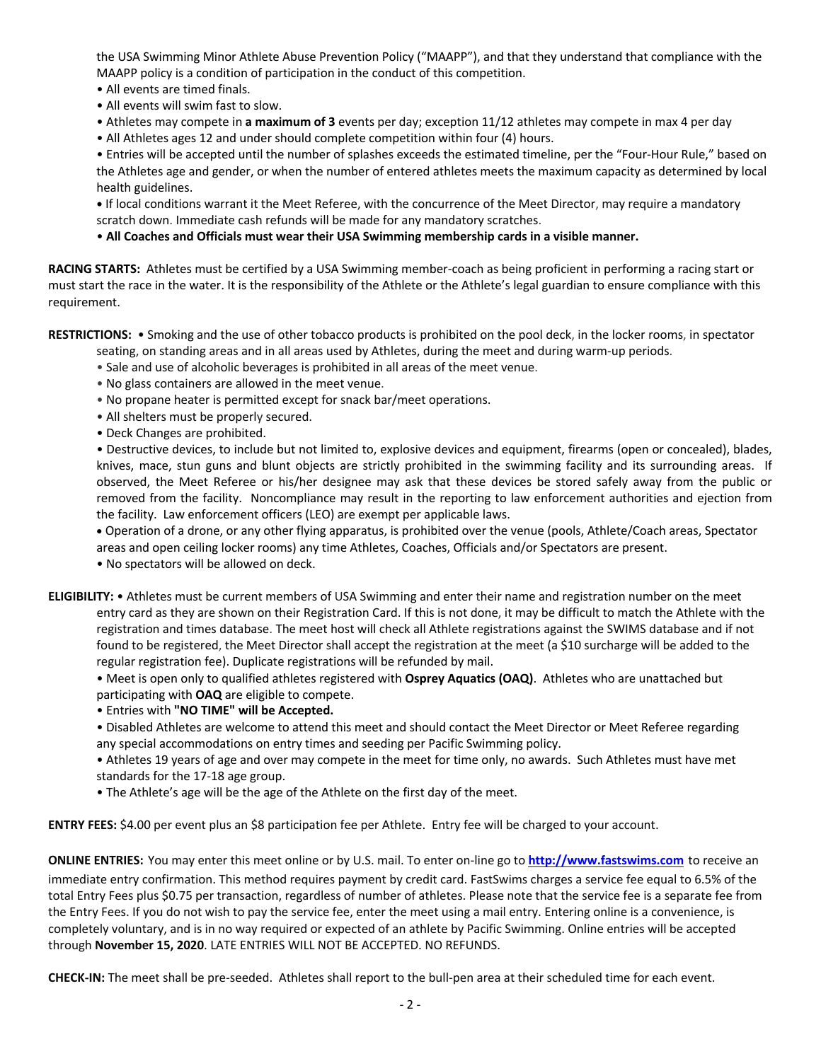the USA Swimming Minor Athlete Abuse Prevention Policy ("MAAPP"), and that they understand that compliance with the MAAPP policy is a condition of participation in the conduct of this competition.

• All events are timed finals.

• All events will swim fast to slow.

• Athletes may compete in **a maximum of 3** events per day; exception 11/12 athletes may compete in max 4 per day

• All Athletes ages 12 and under should complete competition within four (4) hours.

• Entries will be accepted until the number of splashes exceeds the estimated timeline, per the "Four-Hour Rule," based on the Athletes age and gender, or when the number of entered athletes meets the maximum capacity as determined by local health guidelines.

• If local conditions warrant it the Meet Referee, with the concurrence of the Meet Director, may require a mandatory scratch down. Immediate cash refunds will be made for any mandatory scratches.

• **All Coaches and Officials must wear their USA Swimming membership cards in a visible manner.**

**RACING STARTS:** Athletes must be certified by a USA Swimming member-coach as being proficient in performing a racing start or must start the race in the water. It is the responsibility of the Athlete or the Athlete's legal guardian to ensure compliance with this requirement.

**RESTRICTIONS:** • Smoking and the use of other tobacco products is prohibited on the pool deck, in the locker rooms, in spectator seating, on standing areas and in all areas used by Athletes, during the meet and during warm-up periods.

• Sale and use of alcoholic beverages is prohibited in all areas of the meet venue.

• No glass containers are allowed in the meet venue.

• No propane heater is permitted except for snack bar/meet operations.

• All shelters must be properly secured.

• Deck Changes are prohibited.

• Destructive devices, to include but not limited to, explosive devices and equipment, firearms (open or concealed), blades, knives, mace, stun guns and blunt objects are strictly prohibited in the swimming facility and its surrounding areas. If observed, the Meet Referee or his/her designee may ask that these devices be stored safely away from the public or removed from the facility. Noncompliance may result in the reporting to law enforcement authorities and ejection from the facility. Law enforcement officers (LEO) are exempt per applicable laws.

• Operation of a drone, or any other flying apparatus, is prohibited over the venue (pools, Athlete/Coach areas, Spectator areas and open ceiling locker rooms) any time Athletes, Coaches, Officials and/or Spectators are present.

• No spectators will be allowed on deck.

**ELIGIBILITY:** • Athletes must be current members of USA Swimming and enter their name and registration number on the meet entry card as they are shown on their Registration Card. If this is not done, it may be difficult to match the Athlete with the registration and times database. The meet host will check all Athlete registrations against the SWIMS database and if not found to be registered, the Meet Director shall accept the registration at the meet (a $10 surcharge will be added to the regular registration fee). Duplicate registrations will be refunded by mail.

• Meet is open only to qualified athletes registered with **Osprey Aquatics (OAQ)**. Athletes who are unattached but participating with **OAQ** are eligible to compete.

• Entries with **"NO TIME" will be Accepted.**

• Disabled Athletes are welcome to attend this meet and should contact the Meet Director or Meet Referee regarding any special accommodations on entry times and seeding per Pacific Swimming policy.

• Athletes 19 years of age and over may compete in the meet for time only, no awards. Such Athletes must have met standards for the 17-18 age group.

• The Athlete's age will be the age of the Athlete on the first day of the meet.

**ENTRY FEES:** $4.00 per event plus an $8 participation fee per Athlete. Entry fee will be charged to your account.

**ONLINE ENTRIES:** You may enter this meet online or by U.S. mail. To enter on-line go to **http://www.fastswims.com** to receive an immediate entry confirmation. This method requires payment by credit card. FastSwims charges a service fee equal to 6.5% of the total Entry Fees plus $0.75 per transaction, regardless of number of athletes. Please note that the service fee is a separate fee from the Entry Fees. If you do not wish to pay the service fee, enter the meet using a mail entry. Entering online is a convenience, is completely voluntary, and is in no way required or expected of an athlete by Pacific Swimming. Online entries will be accepted through **November 15, 2020**. LATE ENTRIES WILL NOT BE ACCEPTED. NO REFUNDS.

**CHECK-IN:** The meet shall be pre-seeded. Athletes shall report to the bull-pen area at their scheduled time for each event.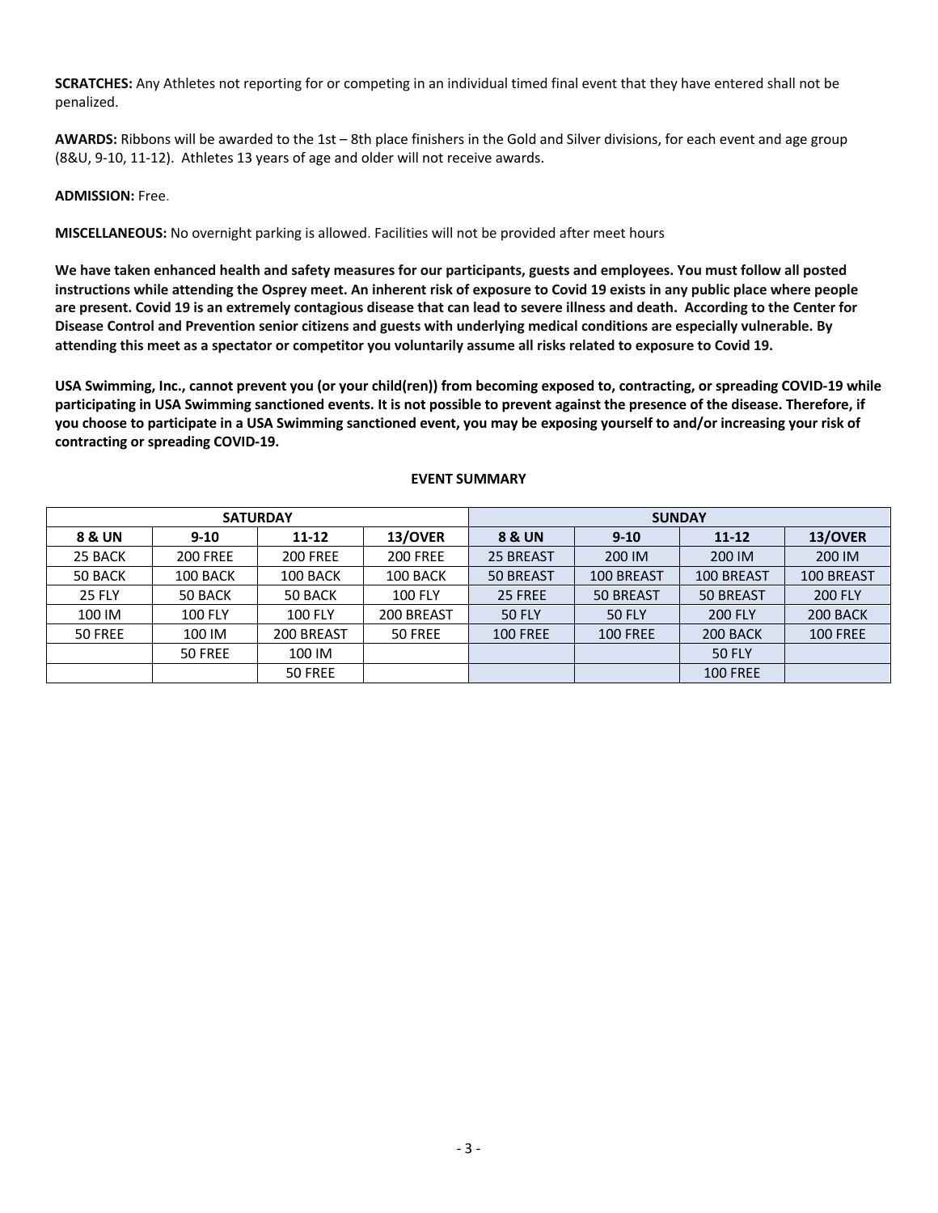**SCRATCHES:** Any Athletes not reporting for or competing in an individual timed final event that they have entered shall not be penalized.

**AWARDS:** Ribbons will be awarded to the 1st – 8th place finishers in the Gold and Silver divisions, for each event and age group (8&U, 9-10, 11-12). Athletes 13 years of age and older will not receive awards.

**ADMISSION:** Free.

**MISCELLANEOUS:** No overnight parking is allowed. Facilities will not be provided after meet hours

**We have taken enhanced health and safety measures for our participants, guests and employees. You must follow all posted instructions while attending the Osprey meet. An inherent risk of exposure to Covid 19 exists in any public place where people are present. Covid 19 is an extremely contagious disease that can lead to severe illness and death. According to the Center for Disease Control and Prevention senior citizens and guests with underlying medical conditions are especially vulnerable. By attending this meet as a spectator or competitor you voluntarily assume all risks related to exposure to Covid 19.**

**USA Swimming, Inc., cannot prevent you (or your child(ren)) from becoming exposed to, contracting, or spreading COVID-19 while participating in USA Swimming sanctioned events. It is not possible to prevent against the presence of the disease. Therefore, if you choose to participate in a USA Swimming sanctioned event, you may be exposing yourself to and/or increasing your risk of contracting or spreading COVID-19.**

## EVENT SUMMARY

| SATURDAY | | | | SUNDAY | | | |
|---|---|---|---|---|---|---|---|
| **8 & UN** | **9-10** | **11-12** | **13/OVER** | **8 & UN** | **9-10** | **11-12** | **13/OVER** |
| 25 BACK | 200 FREE | 200 FREE | 200 FREE | 25 BREAST | 200 IM | 200 IM | 200 IM |
| 50 BACK | 100 BACK | 100 BACK | 100 BACK | 50 BREAST | 100 BREAST | 100 BREAST | 100 BREAST |
| 25 FLY | 50 BACK | 50 BACK | 100 FLY | 25 FREE | 50 BREAST | 50 BREAST | 200 FLY |
| 100 IM | 100 FLY | 100 FLY | 200 BREAST | 50 FLY | 50 FLY | 200 FLY | 200 BACK |
| 50 FREE | 100 IM | 200 BREAST | 50 FREE | 100 FREE | 100 FREE | 200 BACK | 100 FREE |
| | 50 FREE | 100 IM | | | | 50 FLY | |
| | | 50 FREE | | | | 100 FREE | |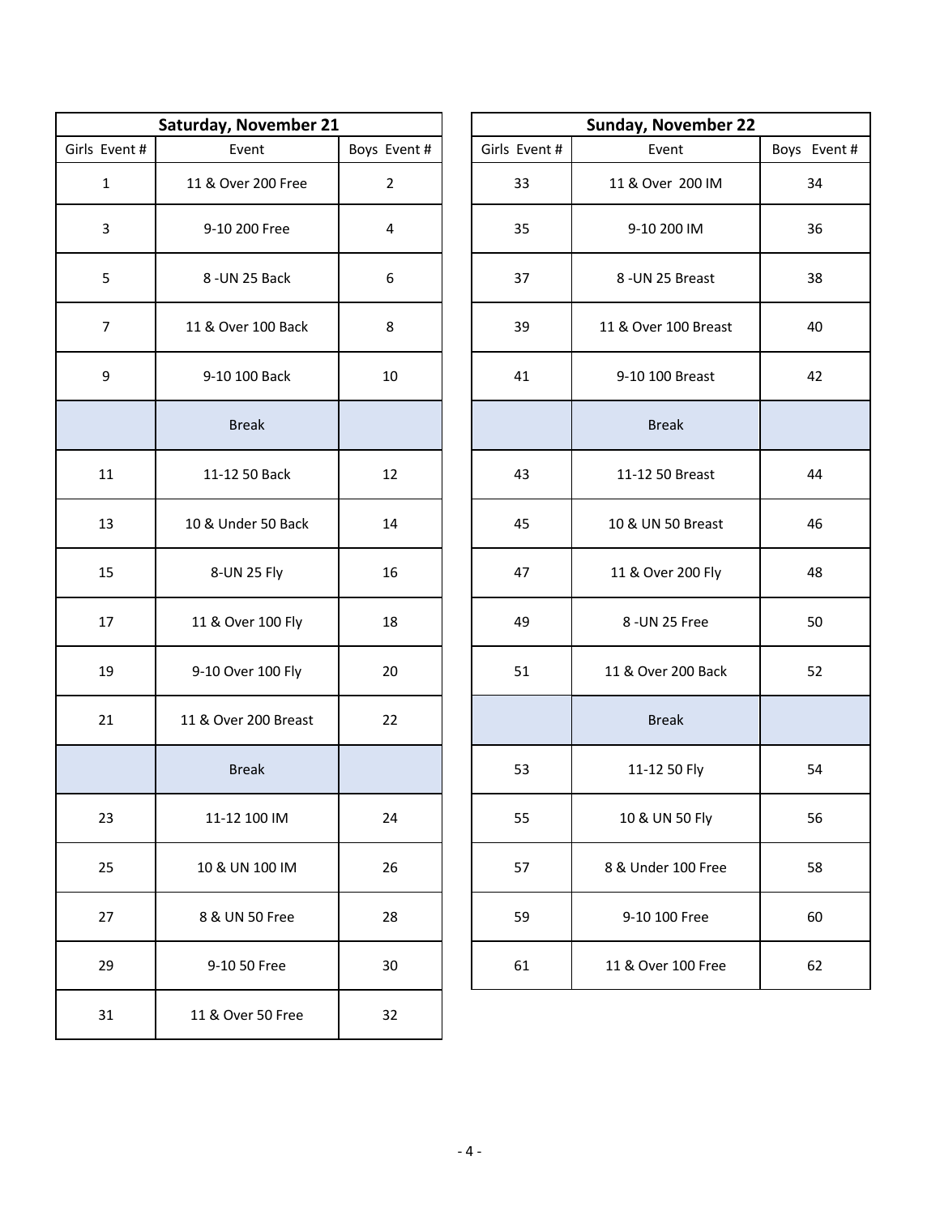| Saturday, November 21 | | |
|---|---|---|
| Girls Event # | Event | Boys Event # |
| 1 | 11 & Over 200 Free | 2 |
| 3 | 9-10 200 Free | 4 |
| 5 | 8 -UN 25 Back | 6 |
| 7 | 11 & Over 100 Back | 8 |
| 9 | 9-10 100 Back | 10 |
| | Break | |
| 11 | 11-12 50 Back | 12 |
| 13 | 10 & Under 50 Back | 14 |
| 15 | 8-UN 25 Fly | 16 |
| 17 | 11 & Over 100 Fly | 18 |
| 19 | 9-10 Over 100 Fly | 20 |
| 21 | 11 & Over 200 Breast | 22 |
| | Break | |
| 23 | 11-12 100 IM | 24 |
| 25 | 10 & UN 100 IM | 26 |
| 27 | 8 & UN 50 Free | 28 |
| 29 | 9-10 50 Free | 30 |
| 31 | 11 & Over 50 Free | 32 |

| Sunday, November 22 | | |
|---|---|---|
| Girls Event # | Event | Boys Event # |
| 33 | 11 & Over 200 IM | 34 |
| 35 | 9-10 200 IM | 36 |
| 37 | 8 -UN 25 Breast | 38 |
| 39 | 11 & Over 100 Breast | 40 |
| 41 | 9-10 100 Breast | 42 |
| | Break | |
| 43 | 11-12 50 Breast | 44 |
| 45 | 10 & UN 50 Breast | 46 |
| 47 | 11 & Over 200 Fly | 48 |
| 49 | 8 -UN 25 Free | 50 |
| 51 | 11 & Over 200 Back | 52 |
| | Break | |
| 53 | 11-12 50 Fly | 54 |
| 55 | 10 & UN 50 Fly | 56 |
| 57 | 8 & Under 100 Free | 58 |
| 59 | 9-10 100 Free | 60 |
| 61 | 11 & Over 100 Free | 62 |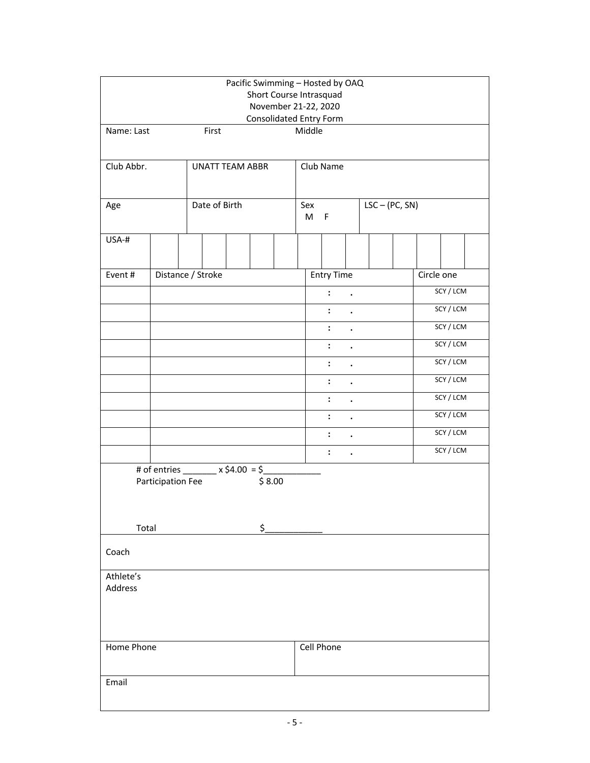Pacific Swimming – Hosted by OAQ
Short Course Intrasquad
November 21-22, 2020
Consolidated Entry Form

| Name: Last | First | Middle |
|---|---|---|
| | | |

| Club Abbr. | UNATT TEAM ABBR | Club Name |
|---|---|---|
| | | |

| Age | Date of Birth | Sex M F | LSC – (PC, SN) |
|---|---|---|---|
| | | | |

| USA-# | | | | | | | | | | | | | | |
|---|---|---|---|---|---|---|---|---|---|---|---|---|---|---|

| Event # | Distance / Stroke | Entry Time | Circle one |
|---|---|---|---|
| | | : . | SCY / LCM |
| | | : . | SCY / LCM |
| | | : . | SCY / LCM |
| | | : . | SCY / LCM |
| | | : . | SCY / LCM |
| | | : . | SCY / LCM |
| | | : . | SCY / LCM |
| | | : . | SCY / LCM |
| | | : . | SCY / LCM |
| | | : . | SCY / LCM |

\# of entries _______ x $4.00 = $____________
Participation Fee $ 8.00

Total $____________

| Coach |
|---|
| |

| Athlete's Address |
|---|
| |

| Home Phone | Cell Phone |
|---|---|
| | |

| Email |
|---|
| |